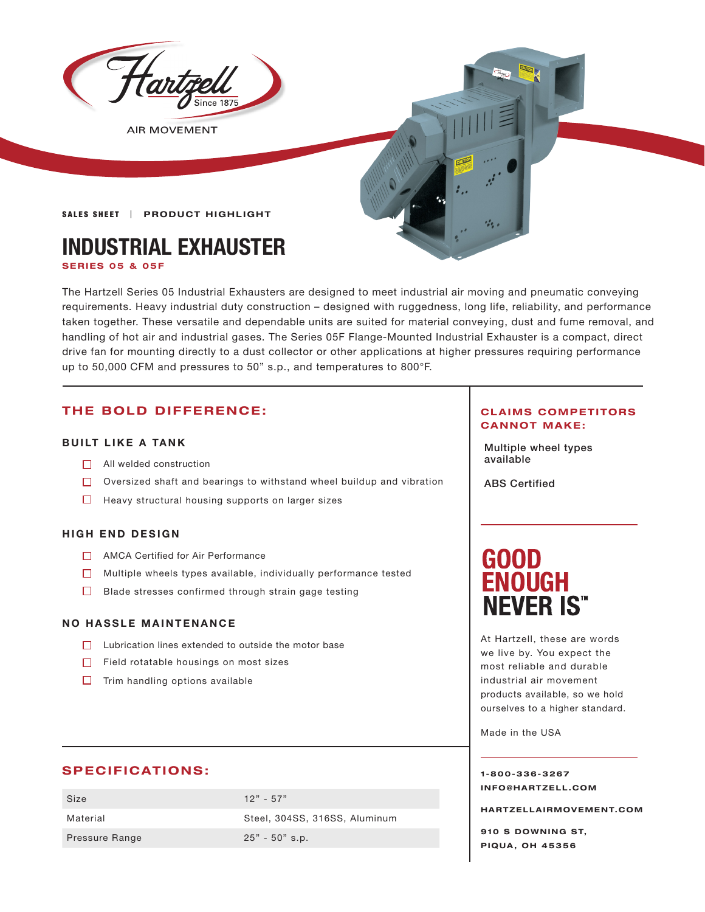Hartzell
Since 1875
AIR MOVEMENT

**SALES SHEET | PRODUCT HIGHLIGHT**

# INDUSTRIAL EXHAUSTER

**SERIES 05 & 05F**

The Hartzell Series 05 Industrial Exhausters are designed to meet industrial air moving and pneumatic conveying requirements. Heavy industrial duty construction – designed with ruggedness, long life, reliability, and performance taken together. These versatile and dependable units are suited for material conveying, dust and fume removal, and handling of hot air and industrial gases. The Series 05F Flange-Mounted Industrial Exhauster is a compact, direct drive fan for mounting directly to a dust collector or other applications at higher pressures requiring performance up to 50,000 CFM and pressures to 50" s.p., and temperatures to 800°F.

## THE BOLD DIFFERENCE:

### BUILT LIKE A TANK

- All welded construction
- Oversized shaft and bearings to withstand wheel buildup and vibration
- Heavy structural housing supports on larger sizes

### HIGH END DESIGN

- AMCA Certified for Air Performance
- Multiple wheels types available, individually performance tested
- Blade stresses confirmed through strain gage testing

### NO HASSLE MAINTENANCE

- Lubrication lines extended to outside the motor base
- Field rotatable housings on most sizes
- Trim handling options available

## CLAIMS COMPETITORS CANNOT MAKE:

Multiple wheel types available

ABS Certified

## GOOD ENOUGH NEVER IS™

At Hartzell, these are words we live by. You expect the most reliable and durable industrial air movement products available, so we hold ourselves to a higher standard.

Made in the USA

## SPECIFICATIONS:

| Size | 12" - 57" |
|---|---|
| Material | Steel, 304SS, 316SS, Aluminum |
| Pressure Range | 25" - 50" s.p. |

1-800-336-3267
INFO@HARTZELL.COM

HARTZELLAIRMOVEMENT.COM

910 S DOWNING ST,
PIQUA, OH 45356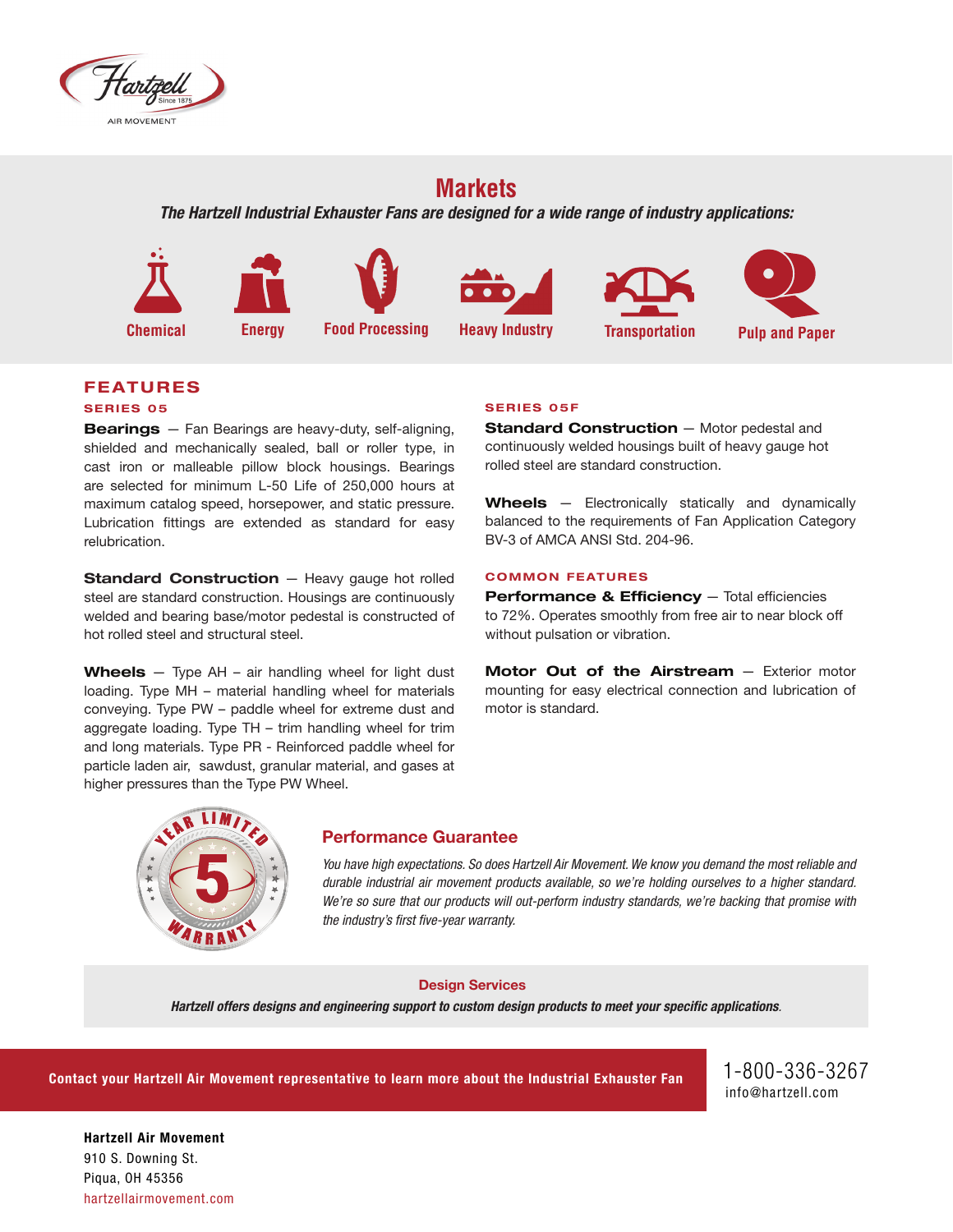## Markets

***The Hartzell Industrial Exhauster Fans are designed for a wide range of industry applications:***

Chemical

Energy

Food Processing

Heavy Industry

Transportation

Pulp and Paper

## FEATURES

### SERIES 05

**Bearings** — Fan Bearings are heavy-duty, self-aligning, shielded and mechanically sealed, ball or roller type, in cast iron or malleable pillow block housings. Bearings are selected for minimum L-50 Life of 250,000 hours at maximum catalog speed, horsepower, and static pressure. Lubrication fittings are extended as standard for easy relubrication.

**Standard Construction** — Heavy gauge hot rolled steel are standard construction. Housings are continuously welded and bearing base/motor pedestal is constructed of hot rolled steel and structural steel.

**Wheels** — Type AH – air handling wheel for light dust loading. Type MH – material handling wheel for materials conveying. Type PW – paddle wheel for extreme dust and aggregate loading. Type TH – trim handling wheel for trim and long materials. Type PR - Reinforced paddle wheel for particle laden air, sawdust, granular material, and gases at higher pressures than the Type PW Wheel.

### SERIES 05F

**Standard Construction** — Motor pedestal and continuously welded housings built of heavy gauge hot rolled steel are standard construction.

**Wheels** — Electronically statically and dynamically balanced to the requirements of Fan Application Category BV-3 of AMCA ANSI Std. 204-96.

### COMMON FEATURES

**Performance & Efficiency** — Total efficiencies to 72%. Operates smoothly from free air to near block off without pulsation or vibration.

**Motor Out of the Airstream** — Exterior motor mounting for easy electrical connection and lubrication of motor is standard.

YEAR LIMITED 5 WARRANTY

## Performance Guarantee

*You have high expectations. So does Hartzell Air Movement. We know you demand the most reliable and durable industrial air movement products available, so we're holding ourselves to a higher standard. We're so sure that our products will out-perform industry standards, we're backing that promise with the industry's first five-year warranty.*

## Design Services

***Hartzell offers designs and engineering support to custom design products to meet your specific applications.***

**Contact your Hartzell Air Movement representative to learn more about the Industrial Exhauster Fan**

1-800-336-3267
info@hartzell.com

**Hartzell Air Movement**
910 S. Downing St.
Piqua, OH 45356
hartzellairmovement.com